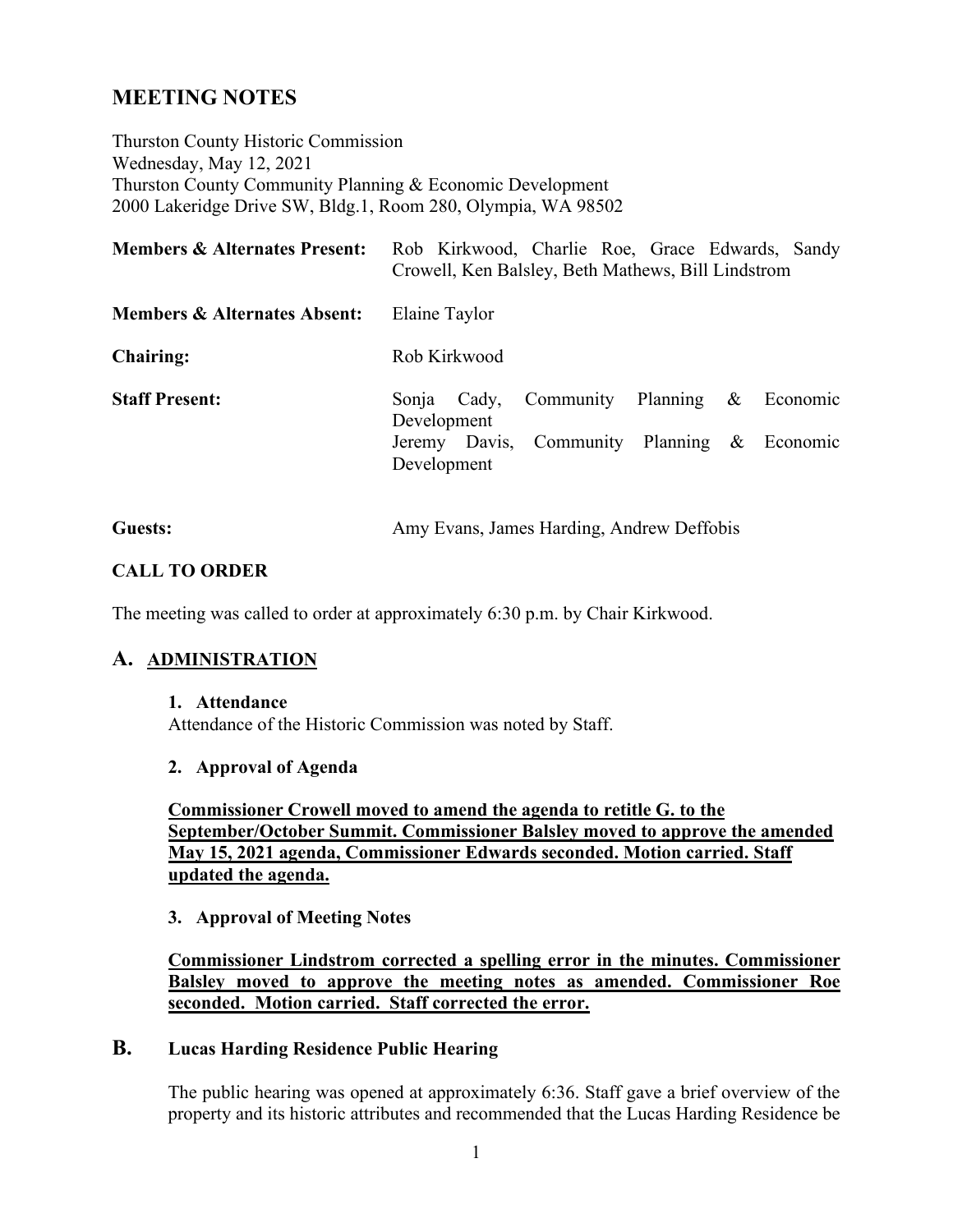# MEETING NOTES

Thurston County Historic Commission
Wednesday, May 12, 2021
Thurston County Community Planning & Economic Development
2000 Lakeridge Drive SW, Bldg.1, Room 280, Olympia, WA 98502

| | |
|---|---|
| **Members & Alternates Present:** | Rob Kirkwood, Charlie Roe, Grace Edwards, Sandy Crowell, Ken Balsley, Beth Mathews, Bill Lindstrom |
| **Members & Alternates Absent:** | Elaine Taylor |
| **Chairing:** | Rob Kirkwood |
| **Staff Present:** | Sonja Cady, Community Planning & Economic Development<br>Jeremy Davis, Community Planning & Economic Development |
| **Guests:** | Amy Evans, James Harding, Andrew Deffobis |

## CALL TO ORDER

The meeting was called to order at approximately 6:30 p.m. by Chair Kirkwood.

## A. ADMINISTRATION

### 1. Attendance

Attendance of the Historic Commission was noted by Staff.

### 2. Approval of Agenda

**Commissioner Crowell moved to amend the agenda to retitle G. to the September/October Summit. Commissioner Balsley moved to approve the amended May 15, 2021 agenda, Commissioner Edwards seconded. Motion carried. Staff updated the agenda.**

### 3. Approval of Meeting Notes

**Commissioner Lindstrom corrected a spelling error in the minutes. Commissioner Balsley moved to approve the meeting notes as amended. Commissioner Roe seconded. Motion carried. Staff corrected the error.**

## B. Lucas Harding Residence Public Hearing

The public hearing was opened at approximately 6:36. Staff gave a brief overview of the property and its historic attributes and recommended that the Lucas Harding Residence be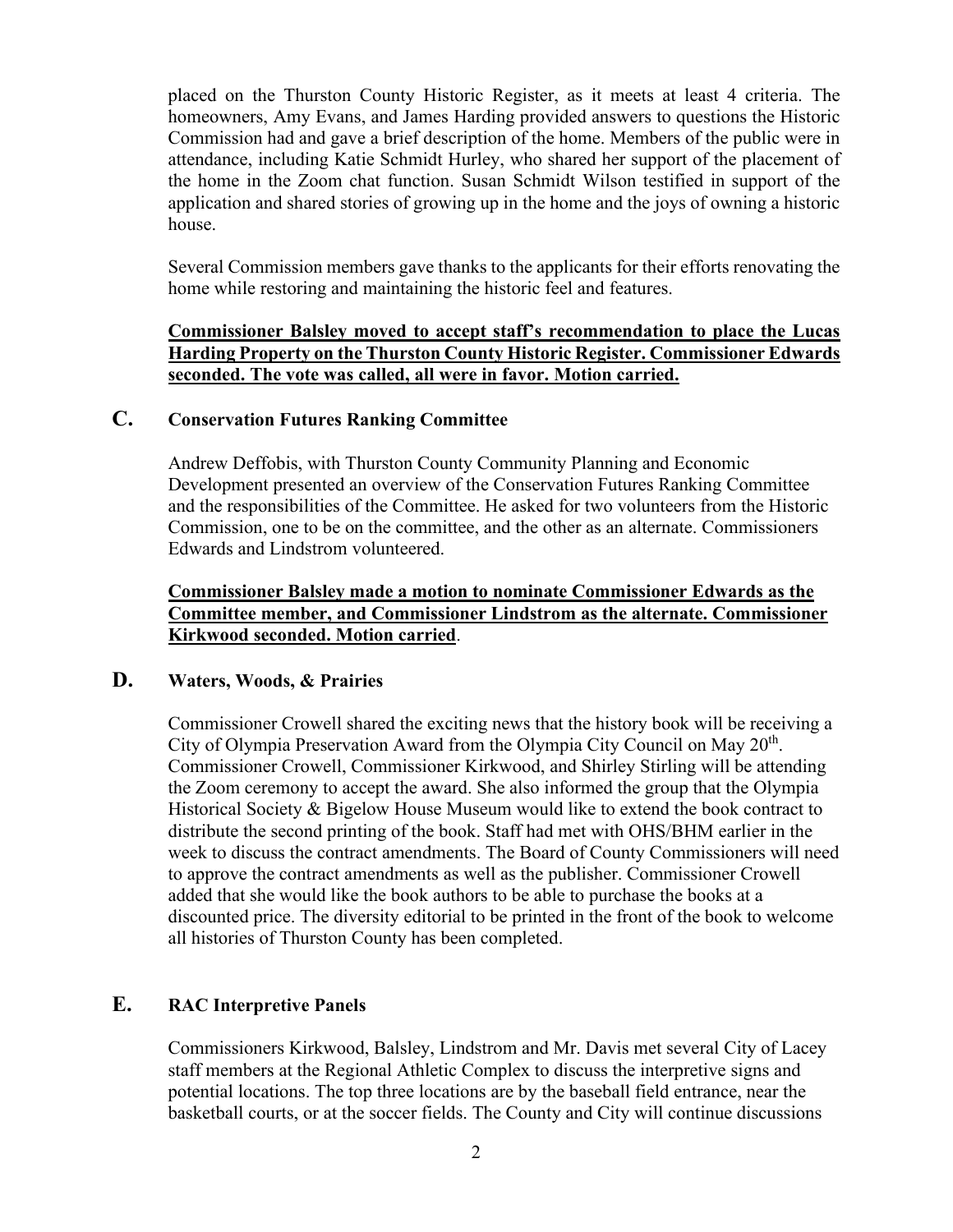placed on the Thurston County Historic Register, as it meets at least 4 criteria. The homeowners, Amy Evans, and James Harding provided answers to questions the Historic Commission had and gave a brief description of the home. Members of the public were in attendance, including Katie Schmidt Hurley, who shared her support of the placement of the home in the Zoom chat function. Susan Schmidt Wilson testified in support of the application and shared stories of growing up in the home and the joys of owning a historic house.

Several Commission members gave thanks to the applicants for their efforts renovating the home while restoring and maintaining the historic feel and features.

**Commissioner Balsley moved to accept staff's recommendation to place the Lucas Harding Property on the Thurston County Historic Register. Commissioner Edwards seconded. The vote was called, all were in favor. Motion carried.**

## C. Conservation Futures Ranking Committee

Andrew Deffobis, with Thurston County Community Planning and Economic Development presented an overview of the Conservation Futures Ranking Committee and the responsibilities of the Committee. He asked for two volunteers from the Historic Commission, one to be on the committee, and the other as an alternate. Commissioners Edwards and Lindstrom volunteered.

**Commissioner Balsley made a motion to nominate Commissioner Edwards as the Committee member, and Commissioner Lindstrom as the alternate. Commissioner Kirkwood seconded. Motion carried**.

## D. Waters, Woods, & Prairies

Commissioner Crowell shared the exciting news that the history book will be receiving a City of Olympia Preservation Award from the Olympia City Council on May 20th. Commissioner Crowell, Commissioner Kirkwood, and Shirley Stirling will be attending the Zoom ceremony to accept the award. She also informed the group that the Olympia Historical Society & Bigelow House Museum would like to extend the book contract to distribute the second printing of the book. Staff had met with OHS/BHM earlier in the week to discuss the contract amendments. The Board of County Commissioners will need to approve the contract amendments as well as the publisher. Commissioner Crowell added that she would like the book authors to be able to purchase the books at a discounted price. The diversity editorial to be printed in the front of the book to welcome all histories of Thurston County has been completed.

## E. RAC Interpretive Panels

Commissioners Kirkwood, Balsley, Lindstrom and Mr. Davis met several City of Lacey staff members at the Regional Athletic Complex to discuss the interpretive signs and potential locations. The top three locations are by the baseball field entrance, near the basketball courts, or at the soccer fields. The County and City will continue discussions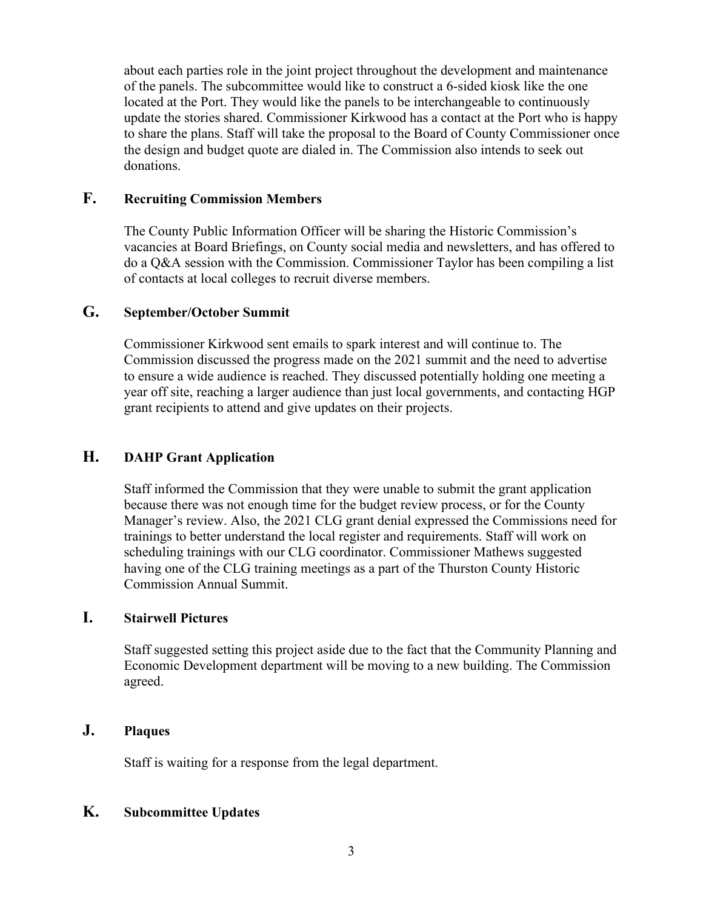about each parties role in the joint project throughout the development and maintenance of the panels. The subcommittee would like to construct a 6-sided kiosk like the one located at the Port. They would like the panels to be interchangeable to continuously update the stories shared. Commissioner Kirkwood has a contact at the Port who is happy to share the plans. Staff will take the proposal to the Board of County Commissioner once the design and budget quote are dialed in. The Commission also intends to seek out donations.

## F. Recruiting Commission Members

The County Public Information Officer will be sharing the Historic Commission's vacancies at Board Briefings, on County social media and newsletters, and has offered to do a Q&A session with the Commission. Commissioner Taylor has been compiling a list of contacts at local colleges to recruit diverse members.

## G. September/October Summit

Commissioner Kirkwood sent emails to spark interest and will continue to. The Commission discussed the progress made on the 2021 summit and the need to advertise to ensure a wide audience is reached. They discussed potentially holding one meeting a year off site, reaching a larger audience than just local governments, and contacting HGP grant recipients to attend and give updates on their projects.

## H. DAHP Grant Application

Staff informed the Commission that they were unable to submit the grant application because there was not enough time for the budget review process, or for the County Manager's review. Also, the 2021 CLG grant denial expressed the Commissions need for trainings to better understand the local register and requirements. Staff will work on scheduling trainings with our CLG coordinator. Commissioner Mathews suggested having one of the CLG training meetings as a part of the Thurston County Historic Commission Annual Summit.

## I. Stairwell Pictures

Staff suggested setting this project aside due to the fact that the Community Planning and Economic Development department will be moving to a new building. The Commission agreed.

## J. Plaques

Staff is waiting for a response from the legal department.

## K. Subcommittee Updates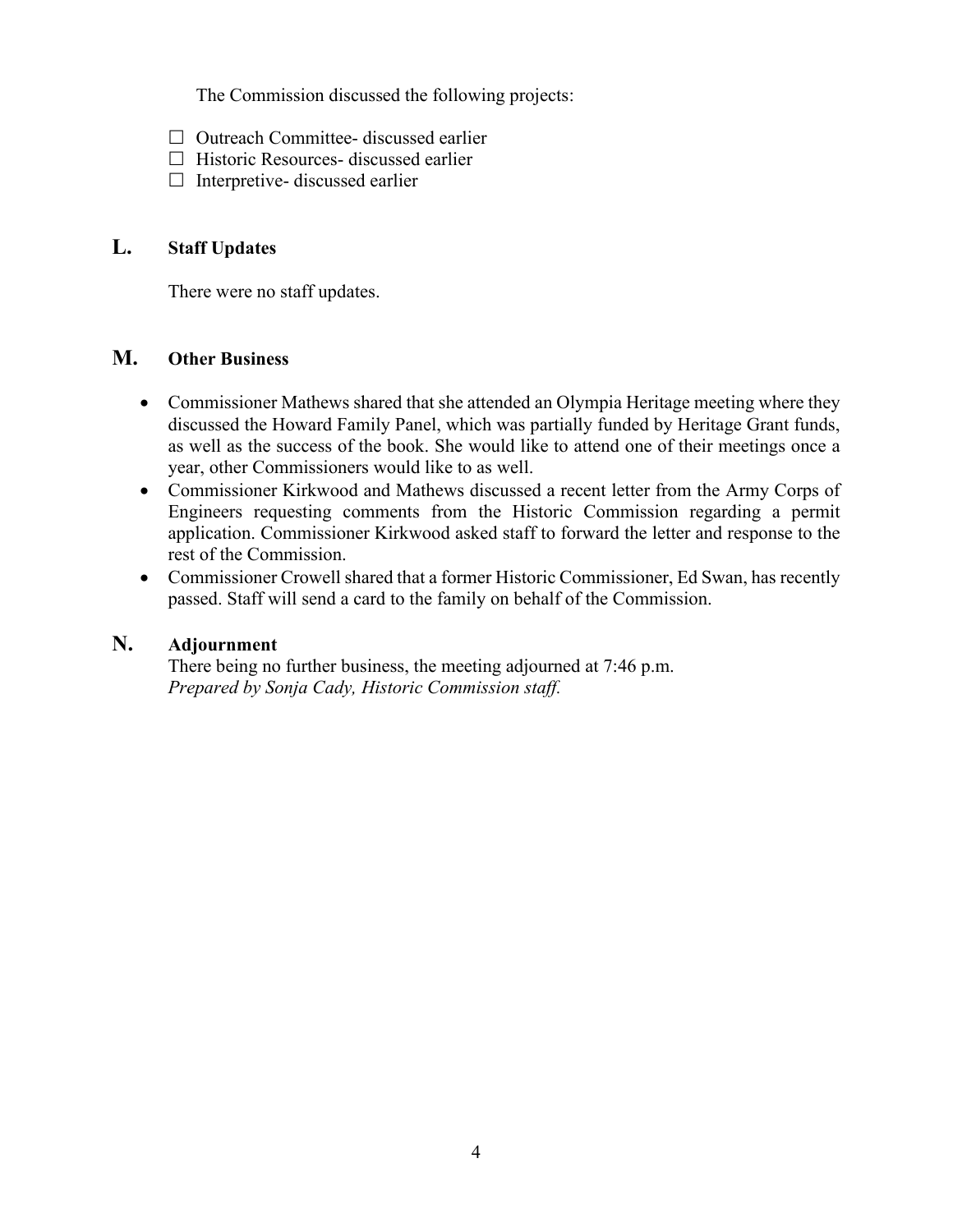The Commission discussed the following projects:

- ☐ Outreach Committee- discussed earlier
- ☐ Historic Resources- discussed earlier
- ☐ Interpretive- discussed earlier

## L. Staff Updates

There were no staff updates.

## M. Other Business

- Commissioner Mathews shared that she attended an Olympia Heritage meeting where they discussed the Howard Family Panel, which was partially funded by Heritage Grant funds, as well as the success of the book. She would like to attend one of their meetings once a year, other Commissioners would like to as well.
- Commissioner Kirkwood and Mathews discussed a recent letter from the Army Corps of Engineers requesting comments from the Historic Commission regarding a permit application. Commissioner Kirkwood asked staff to forward the letter and response to the rest of the Commission.
- Commissioner Crowell shared that a former Historic Commissioner, Ed Swan, has recently passed. Staff will send a card to the family on behalf of the Commission.

## N. Adjournment

There being no further business, the meeting adjourned at 7:46 p.m.
*Prepared by Sonja Cady, Historic Commission staff.*